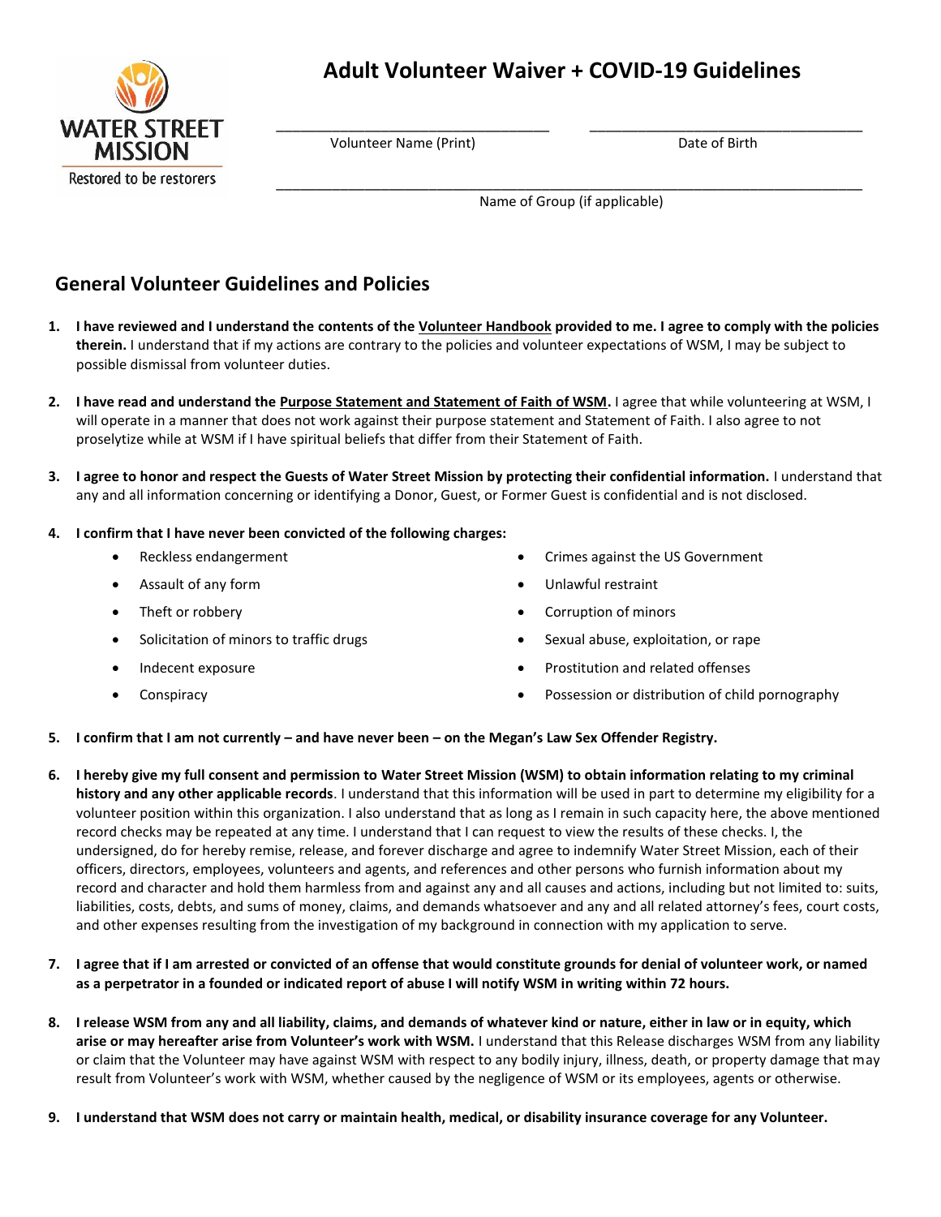WATER STREET MISSION

Restored to be restorers

# Adult Volunteer Waiver + COVID-19 Guidelines

\_\_\_\_\_\_\_\_\_\_\_\_\_\_\_\_\_\_\_\_\_\_\_\_\_\_\_\_\_\_\_\_\_\_ Volunteer Name (Print)

\_\_\_\_\_\_\_\_\_\_\_\_\_\_\_\_\_\_\_\_\_\_\_\_\_\_\_\_\_\_\_\_\_\_ Date of Birth

\_\_\_\_\_\_\_\_\_\_\_\_\_\_\_\_\_\_\_\_\_\_\_\_\_\_\_\_\_\_\_\_\_\_\_\_\_\_\_\_\_\_\_\_\_\_\_\_\_\_\_\_\_\_\_\_\_\_\_\_\_\_\_\_\_\_\_\_\_\_ Name of Group (if applicable)

## General Volunteer Guidelines and Policies

1. **I have reviewed and I understand the contents of the Volunteer Handbook provided to me. I agree to comply with the policies therein.** I understand that if my actions are contrary to the policies and volunteer expectations of WSM, I may be subject to possible dismissal from volunteer duties.

2. **I have read and understand the Purpose Statement and Statement of Faith of WSM.** I agree that while volunteering at WSM, I will operate in a manner that does not work against their purpose statement and Statement of Faith. I also agree to not proselytize while at WSM if I have spiritual beliefs that differ from their Statement of Faith.

3. **I agree to honor and respect the Guests of Water Street Mission by protecting their confidential information.** I understand that any and all information concerning or identifying a Donor, Guest, or Former Guest is confidential and is not disclosed.

4. **I confirm that I have never been convicted of the following charges:**
   - Reckless endangerment
   - Assault of any form
   - Theft or robbery
   - Solicitation of minors to traffic drugs
   - Indecent exposure
   - Conspiracy
   - Crimes against the US Government
   - Unlawful restraint
   - Corruption of minors
   - Sexual abuse, exploitation, or rape
   - Prostitution and related offenses
   - Possession or distribution of child pornography

5. **I confirm that I am not currently – and have never been – on the Megan's Law Sex Offender Registry.**

6. **I hereby give my full consent and permission to Water Street Mission (WSM) to obtain information relating to my criminal history and any other applicable records**. I understand that this information will be used in part to determine my eligibility for a volunteer position within this organization. I also understand that as long as I remain in such capacity here, the above mentioned record checks may be repeated at any time. I understand that I can request to view the results of these checks. I, the undersigned, do for hereby remise, release, and forever discharge and agree to indemnify Water Street Mission, each of their officers, directors, employees, volunteers and agents, and references and other persons who furnish information about my record and character and hold them harmless from and against any and all causes and actions, including but not limited to: suits, liabilities, costs, debts, and sums of money, claims, and demands whatsoever and any and all related attorney's fees, court costs, and other expenses resulting from the investigation of my background in connection with my application to serve.

7. **I agree that if I am arrested or convicted of an offense that would constitute grounds for denial of volunteer work, or named as a perpetrator in a founded or indicated report of abuse I will notify WSM in writing within 72 hours.**

8. **I release WSM from any and all liability, claims, and demands of whatever kind or nature, either in law or in equity, which arise or may hereafter arise from Volunteer's work with WSM.** I understand that this Release discharges WSM from any liability or claim that the Volunteer may have against WSM with respect to any bodily injury, illness, death, or property damage that may result from Volunteer's work with WSM, whether caused by the negligence of WSM or its employees, agents or otherwise.

9. **I understand that WSM does not carry or maintain health, medical, or disability insurance coverage for any Volunteer.**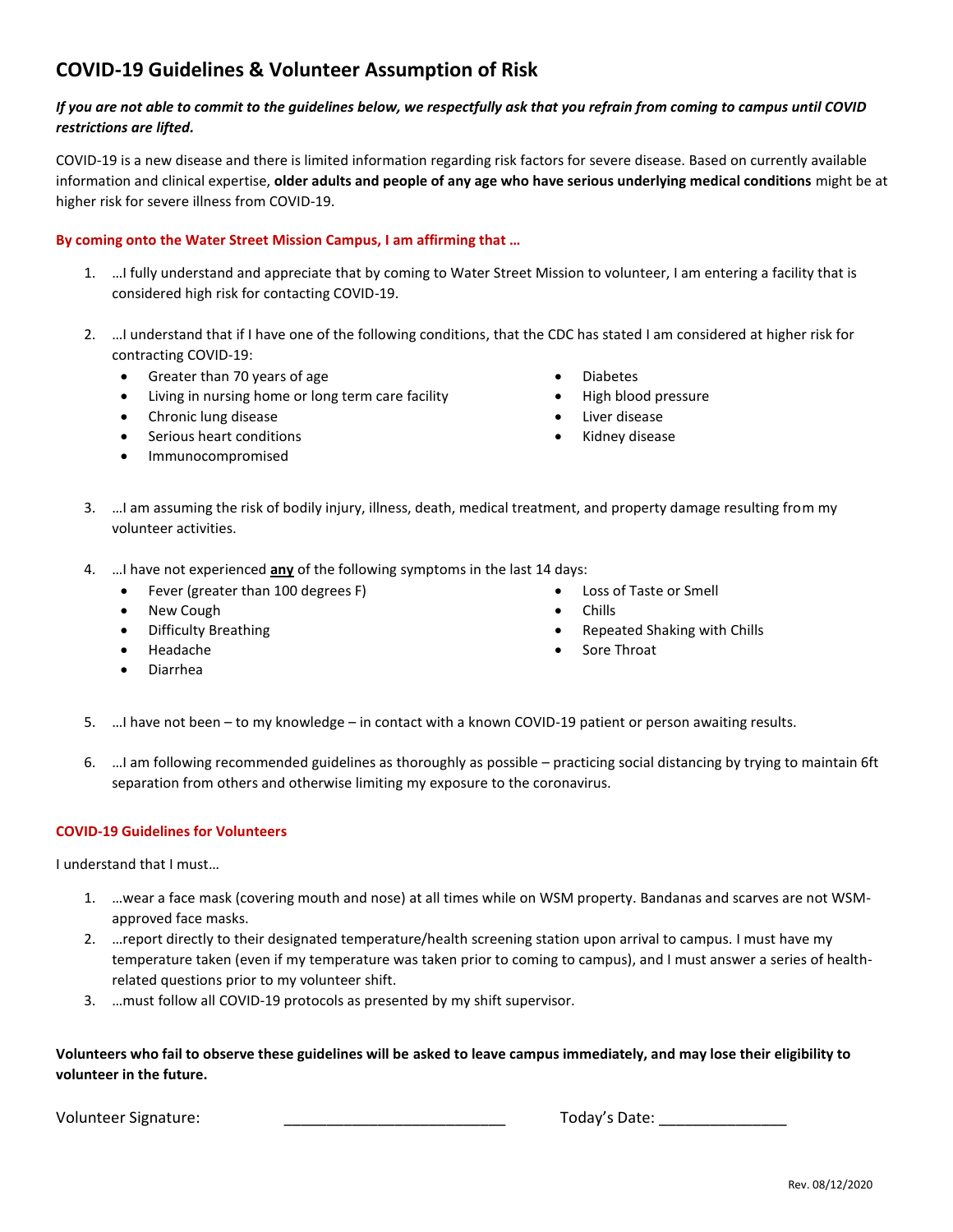# COVID-19 Guidelines & Volunteer Assumption of Risk

***If you are not able to commit to the guidelines below, we respectfully ask that you refrain from coming to campus until COVID restrictions are lifted.***

COVID-19 is a new disease and there is limited information regarding risk factors for severe disease. Based on currently available information and clinical expertise, **older adults and people of any age who have serious underlying medical conditions** might be at higher risk for severe illness from COVID-19.

**By coming onto the Water Street Mission Campus, I am affirming that …**

1. …I fully understand and appreciate that by coming to Water Street Mission to volunteer, I am entering a facility that is considered high risk for contacting COVID-19.

2. …I understand that if I have one of the following conditions, that the CDC has stated I am considered at higher risk for contracting COVID-19:
   - Greater than 70 years of age
   - Living in nursing home or long term care facility
   - Chronic lung disease
   - Serious heart conditions
   - Immunocompromised
   - Diabetes
   - High blood pressure
   - Liver disease
   - Kidney disease

3. …I am assuming the risk of bodily injury, illness, death, medical treatment, and property damage resulting from my volunteer activities.

4. …I have not experienced **any** of the following symptoms in the last 14 days:
   - Fever (greater than 100 degrees F)
   - New Cough
   - Difficulty Breathing
   - Headache
   - Diarrhea
   - Loss of Taste or Smell
   - Chills
   - Repeated Shaking with Chills
   - Sore Throat

5. …I have not been – to my knowledge – in contact with a known COVID-19 patient or person awaiting results.

6. …I am following recommended guidelines as thoroughly as possible – practicing social distancing by trying to maintain 6ft separation from others and otherwise limiting my exposure to the coronavirus.

**COVID-19 Guidelines for Volunteers**

I understand that I must…

1. …wear a face mask (covering mouth and nose) at all times while on WSM property. Bandanas and scarves are not WSM-approved face masks.
2. …report directly to their designated temperature/health screening station upon arrival to campus. I must have my temperature taken (even if my temperature was taken prior to coming to campus), and I must answer a series of health-related questions prior to my volunteer shift.
3. …must follow all COVID-19 protocols as presented by my shift supervisor.

**Volunteers who fail to observe these guidelines will be asked to leave campus immediately, and may lose their eligibility to volunteer in the future.**

Volunteer Signature: ___________________________ Today's Date: _______________

Rev. 08/12/2020